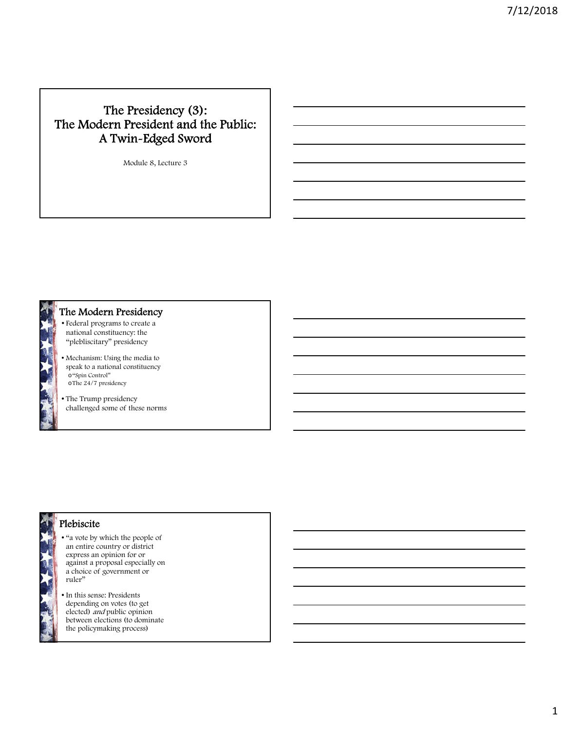# The Presidency (3): The Modern President and the Public: A Twin-Edged Sword

Module 8, Lecture 3

## The Modern Presidency

- Federal programs to create a national constituency: the "plebliscitary" presidency
- Mechanism: Using the media to speak to a national constituency
  - "Spin Control"
  - The 24/7 presidency
- The Trump presidency challenged some of these norms

## Plebiscite

- "a vote by which the people of an entire country or district express an opinion for or against a proposal especially on a choice of government or ruler"
- In this sense: Presidents depending on votes (to get elected) *and* public opinion between elections (to dominate the policymaking process)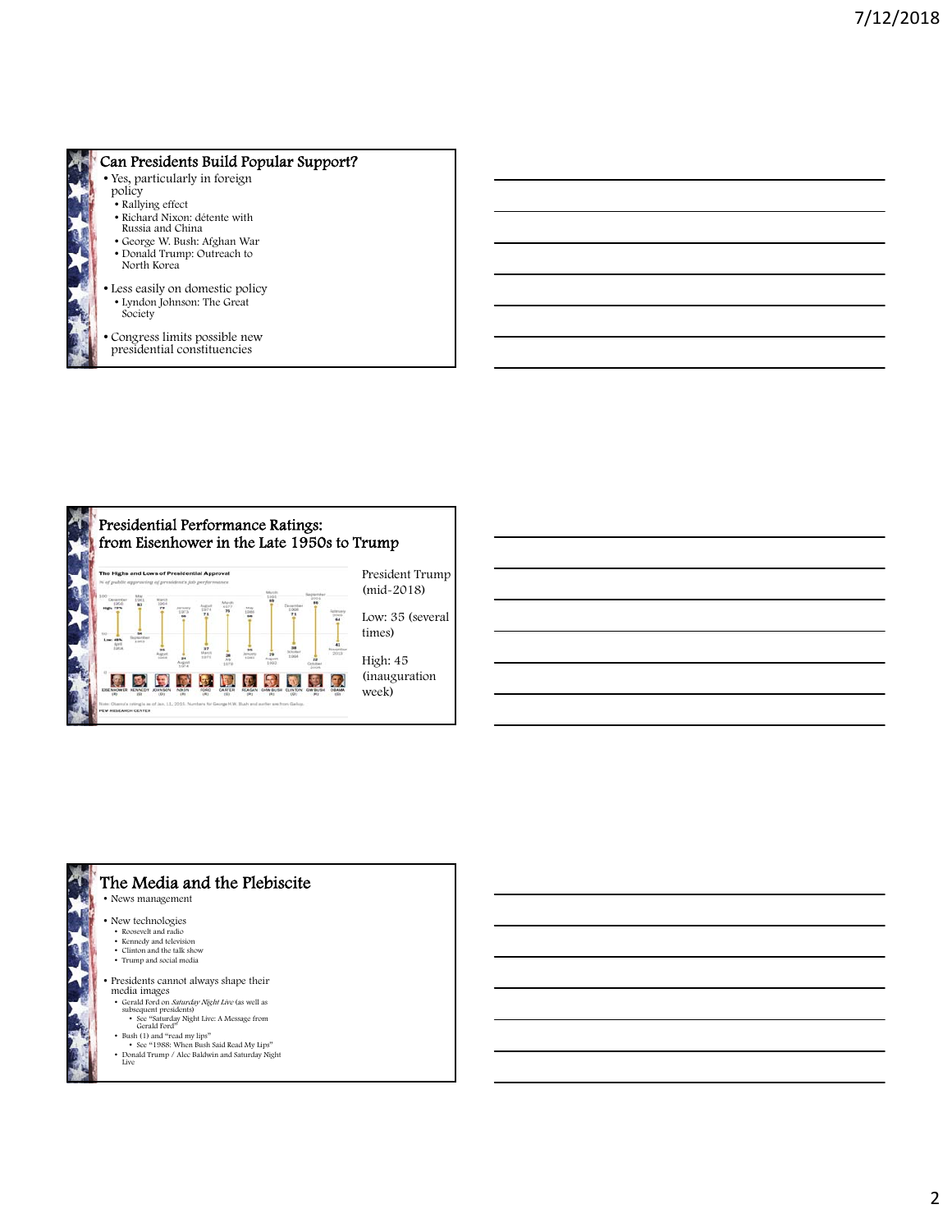## Can Presidents Build Popular Support?

- Yes, particularly in foreign policy
  - Rallying effect
  - Richard Nixon: détente with Russia and China
  - George W. Bush: Afghan War
  - Donald Trump: Outreach to North Korea
- Less easily on domestic policy
  - Lyndon Johnson: The Great Society
- Congress limits possible new presidential constituencies

## Presidential Performance Ratings: from Eisenhower in the Late 1950s to Trump

The Highs and Lows of Presidential Approval

% of public approving of president's job performance

Note: Obama's rating is as of Jan. 11, 2015. Numbers for George H.W. Bush and earlier are from Gallup.

PEW RESEARCH CENTER

President Trump (mid-2018)

Low: 35 (several times)

High: 45 (inauguration week)

## The Media and the Plebiscite

- News management
- New technologies
  - Roosevelt and radio
  - Kennedy and television
  - Clinton and the talk show
  - Trump and social media
- Presidents cannot always shape their media images
  - Gerald Ford on *Saturday Night Live* (as well as subsequent presidents)
    - See "Saturday Night Live: A Message from Gerald Ford"
  - Bush (1) and "read my lips"
    - See "1988: When Bush Said Read My Lips"
  - Donald Trump / Alec Baldwin and Saturday Night Live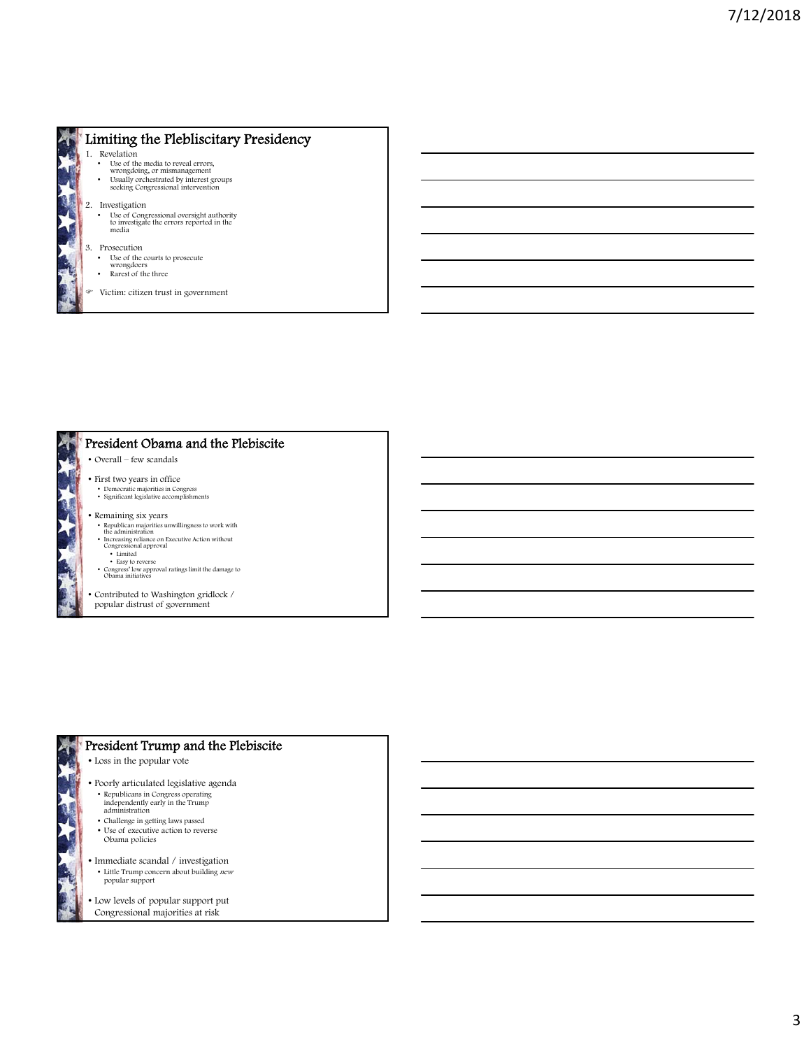## Limiting the Plebliscitary Presidency

1. Revelation
   - Use of the media to reveal errors, wrongdoing, or mismanagement
   - Usually orchestrated by interest groups seeking Congressional intervention
2. Investigation
   - Use of Congressional oversight authority to investigate the errors reported in the media
3. Prosecution
   - Use of the courts to prosecute wrongdoers
   - Rarest of the three

☞ Victim: citizen trust in government

## President Obama and the Plebiscite

- Overall – few scandals
- First two years in office
  - Democratic majorities in Congress
  - Significant legislative accomplishments
- Remaining six years
  - Republican majorities unwillingness to work with the administration
  - Increasing reliance on Executive Action without Congressional approval
    - Limited
    - Easy to reverse
  - Congress' low approval ratings limit the damage to Obama initiatives
- Contributed to Washington gridlock / popular distrust of government

## President Trump and the Plebiscite

- Loss in the popular vote
- Poorly articulated legislative agenda
  - Republicans in Congress operating independently early in the Trump administration
  - Challenge in getting laws passed
  - Use of executive action to reverse Obama policies
- Immediate scandal / investigation
  - Little Trump concern about building *new* popular support
- Low levels of popular support put Congressional majorities at risk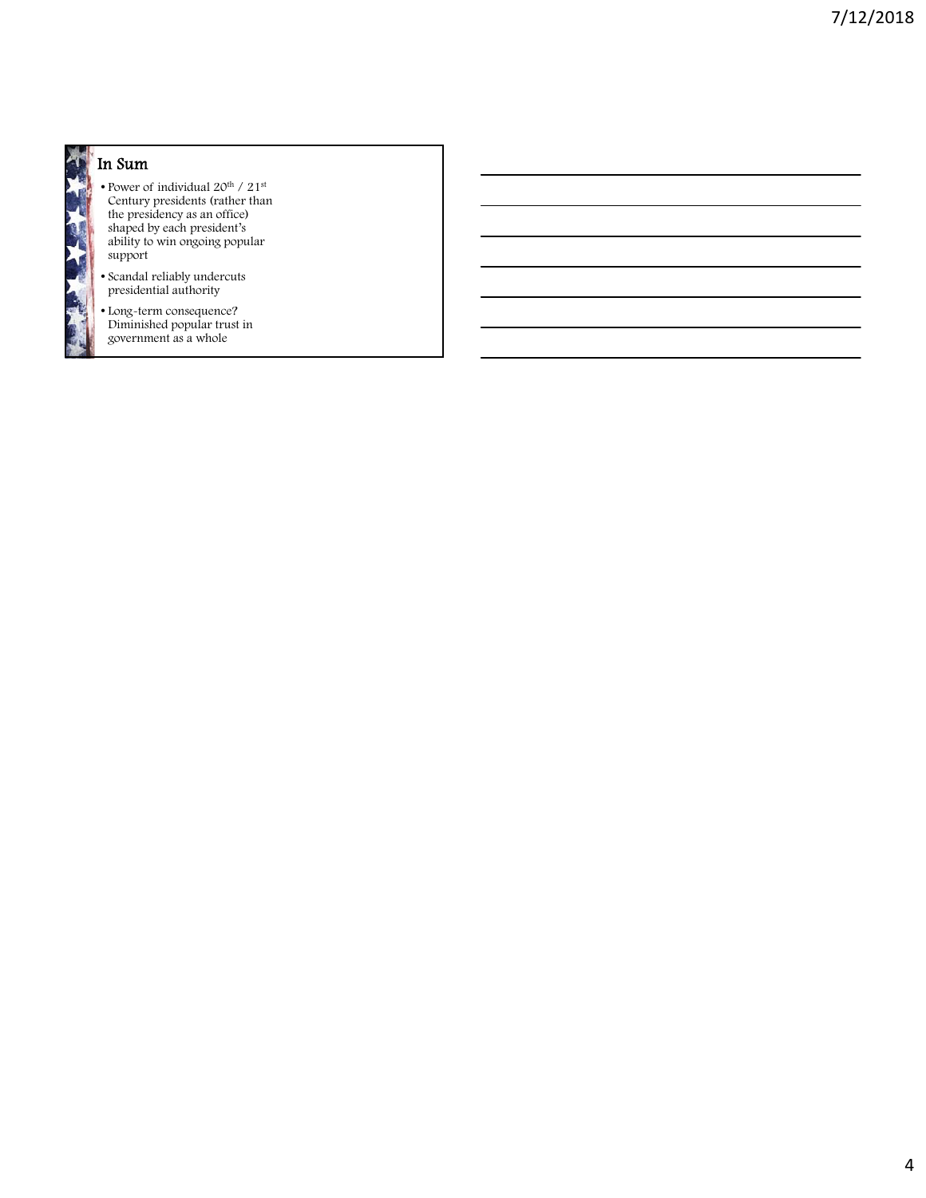## In Sum

- Power of individual 20th / 21st Century presidents (rather than the presidency as an office) shaped by each president's ability to win ongoing popular support
- Scandal reliably undercuts presidential authority
- Long-term consequence? Diminished popular trust in government as a whole